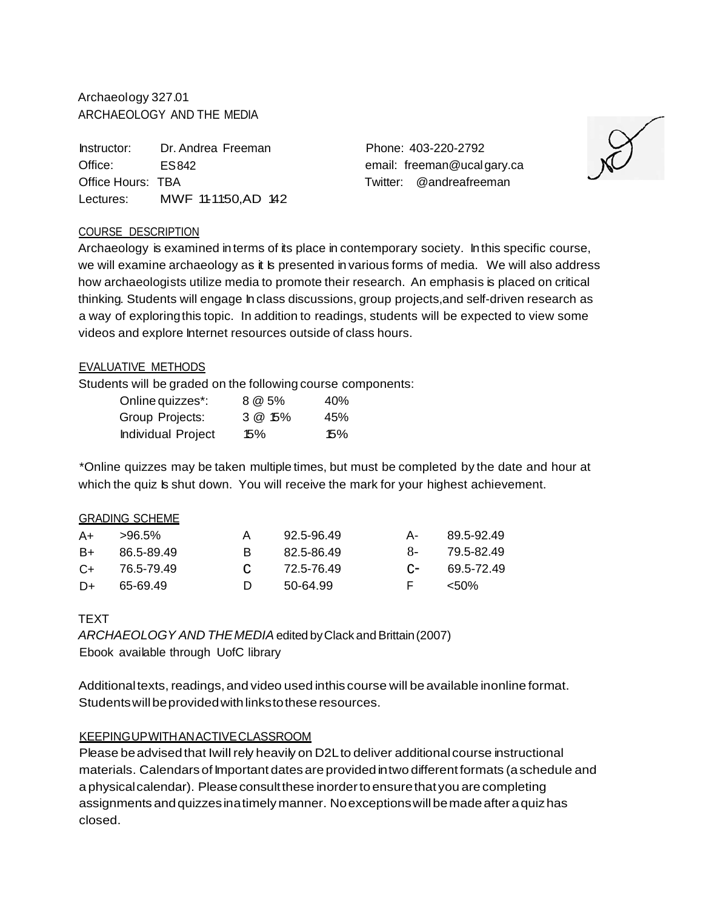Archaeology 327.01
ARCHAEOLOGY AND THE MEDIA

| | | | |
|---|---|---|---|
| Instructor: | Dr. Andrea Freeman | Phone: | 403-220-2792 |
| Office: | ES 842 | email: | freeman@ucalgary.ca |
| Office Hours: | TBA | Twitter: | @andreafreeman |
| Lectures: | MWF 11-11:50, AD 142 | | |

## COURSE DESCRIPTION

Archaeology is examined in terms of its place in contemporary society. In this specific course, we will examine archaeology as it is presented in various forms of media. We will also address how archaeologists utilize media to promote their research. An emphasis is placed on critical thinking. Students will engage In class discussions, group projects, and self-driven research as a way of exploring this topic. In addition to readings, students will be expected to view some videos and explore Internet resources outside of class hours.

## EVALUATIVE METHODS

Students will be graded on the following course components:

| | | |
|---|---|---|
| Online quizzes*: | 8 @ 5% | 40% |
| Group Projects: | 3 @ 15% | 45% |
| Individual Project | 15% | 15% |

*Online quizzes may be taken multiple times, but must be completed by the date and hour at which the quiz is shut down. You will receive the mark for your highest achievement.

## GRADING SCHEME

| | | | | | |
|---|---|---|---|---|---|
| A+ | >96.5% | A | 92.5-96.49 | A- | 89.5-92.49 |
| B+ | 86.5-89.49 | B | 82.5-86.49 | B- | 79.5-82.49 |
| C+ | 76.5-79.49 | C | 72.5-76.49 | C- | 69.5-72.49 |
| D+ | 65-69.49 | D | 50-64.99 | F | <50% |

## TEXT

*ARCHAEOLOGY AND THE MEDIA* edited by Clack and Brittain (2007)
Ebook available through UofC library

Additional texts, readings, and video used in this course will be available in online format. Students will be provided with links to these resources.

## KEEPING UP WITH AN ACTIVE CLASSROOM

Please be advised that I will rely heavily on D2L to deliver additional course instructional materials. Calendars of Important dates are provided in two different formats (a schedule and a physical calendar). Please consult these in order to ensure that you are completing assignments and quizzes in a timely manner. No exceptions will be made after a quiz has closed.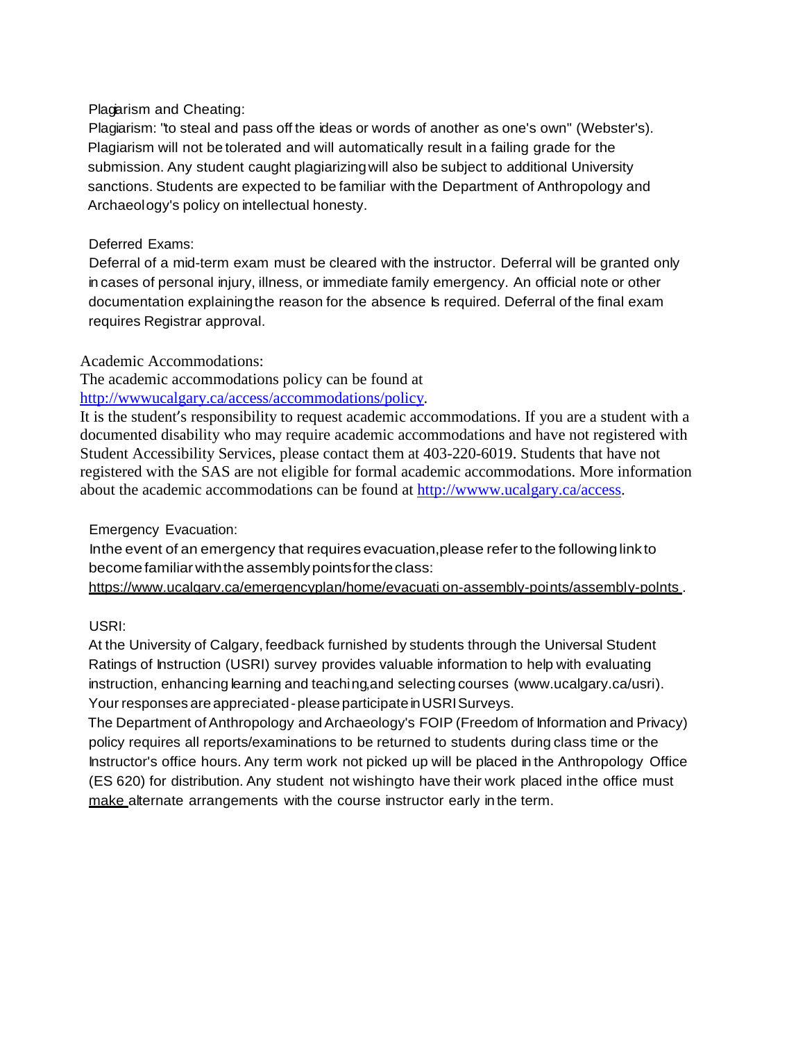Plagiarism and Cheating:

Plagiarism: "to steal and pass off the ideas or words of another as one's own" (Webster's). Plagiarism will not be tolerated and will automatically result in a failing grade for the submission. Any student caught plagiarizing will also be subject to additional University sanctions. Students are expected to be familiar with the Department of Anthropology and Archaeology's policy on intellectual honesty.

Deferred Exams:

Deferral of a mid-term exam must be cleared with the instructor. Deferral will be granted only in cases of personal injury, illness, or immediate family emergency. An official note or other documentation explaining the reason for the absence is required. Deferral of the final exam requires Registrar approval.

Academic Accommodations:

The academic accommodations policy can be found at [http://wwwucalgary.ca/access/accommodations/policy](http://wwwucalgary.ca/access/accommodations/policy).

It is the student's responsibility to request academic accommodations. If you are a student with a documented disability who may require academic accommodations and have not registered with Student Accessibility Services, please contact them at 403-220-6019. Students that have not registered with the SAS are not eligible for formal academic accommodations. More information about the academic accommodations can be found at [http://wwww.ucalgary.ca/access](http://wwww.ucalgary.ca/access).

Emergency Evacuation:

In the event of an emergency that requires evacuation, please refer to the following link to become familiar with the assembly points for the class: https://www.ucalgary.ca/emergencyplan/home/evacuati on-assembly-points/assembly-points.

USRI:

At the University of Calgary, feedback furnished by students through the Universal Student Ratings of Instruction (USRI) survey provides valuable information to help with evaluating instruction, enhancing learning and teaching, and selecting courses (www.ucalgary.ca/usri). Your responses are appreciated - please participate in USRI Surveys.

The Department of Anthropology and Archaeology's FOIP (Freedom of Information and Privacy) policy requires all reports/examinations to be returned to students during class time or the Instructor's office hours. Any term work not picked up will be placed in the Anthropology Office (ES 620) for distribution. Any student not wishing to have their work placed in the office must make alternate arrangements with the course instructor early in the term.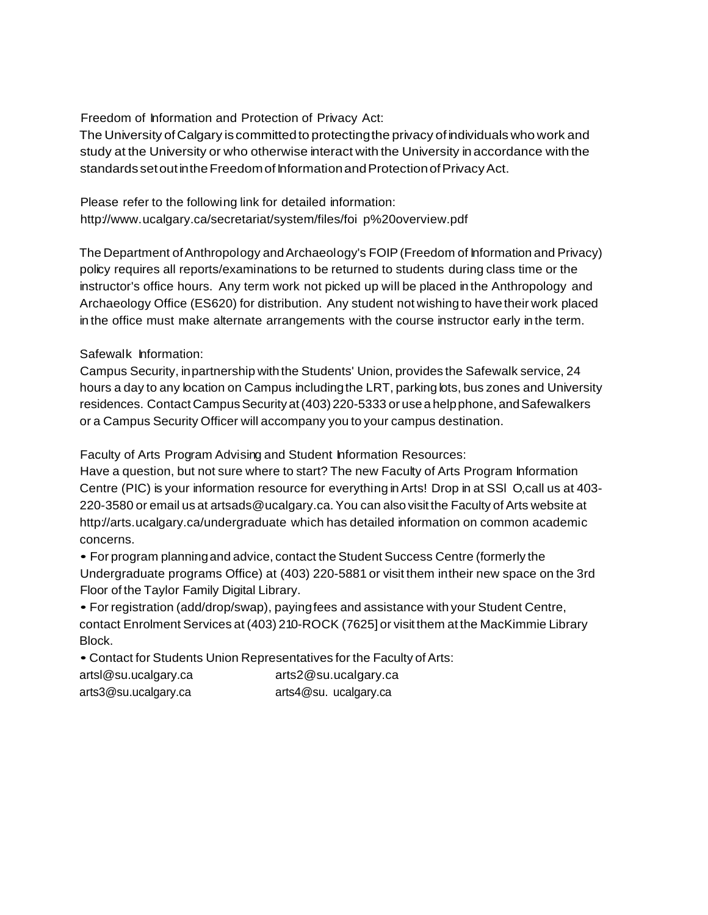Freedom of Information and Protection of Privacy Act:

The University of Calgary is committed to protecting the privacy of individuals who work and study at the University or who otherwise interact with the University in accordance with the standards set out in the Freedom of Information and Protection of Privacy Act.

Please refer to the following link for detailed information:
http://www.ucalgary.ca/secretariat/system/files/foi p%20overview.pdf

The Department of Anthropology and Archaeology's FOIP (Freedom of Information and Privacy) policy requires all reports/examinations to be returned to students during class time or the instructor's office hours. Any term work not picked up will be placed in the Anthropology and Archaeology Office (ES620) for distribution. Any student not wishing to have their work placed in the office must make alternate arrangements with the course instructor early in the term.

Safewalk Information:

Campus Security, in partnership with the Students' Union, provides the Safewalk service, 24 hours a day to any location on Campus including the LRT, parking lots, bus zones and University residences. Contact Campus Security at (403) 220-5333 or use a help phone, and Safewalkers or a Campus Security Officer will accompany you to your campus destination.

Faculty of Arts Program Advising and Student Information Resources:

Have a question, but not sure where to start? The new Faculty of Arts Program Information Centre (PIC) is your information resource for everything in Arts! Drop in at SSl O,call us at 403-220-3580 or email us at artsads@ucalgary.ca. You can also visit the Faculty of Arts website at http://arts.ucalgary.ca/undergraduate which has detailed information on common academic concerns.

- For program planning and advice, contact the Student Success Centre (formerly the Undergraduate programs Office) at (403) 220-5881 or visit them in their new space on the 3rd Floor of the Taylor Family Digital Library.
- For registration (add/drop/swap), paying fees and assistance with your Student Centre, contact Enrolment Services at (403) 210-ROCK (7625] or visit them at the MacKimmie Library Block.
- Contact for Students Union Representatives for the Faculty of Arts:

artsl@su.ucalgary.ca arts2@su.ucalgary.ca
arts3@su.ucalgary.ca arts4@su. ucalgary.ca